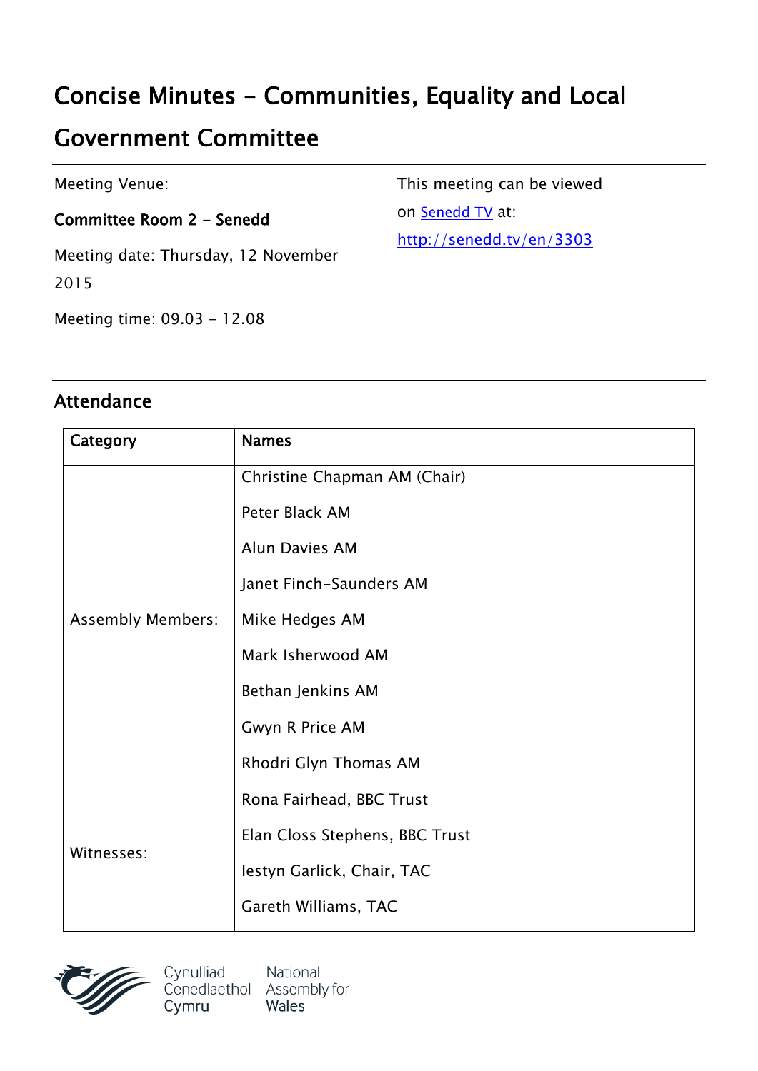# Concise Minutes - Communities, Equality and Local Government Committee

Meeting Venue:

**Committee Room 2 - Senedd**

Meeting date: Thursday, 12 November 2015

Meeting time: 09.03 - 12.08

This meeting can be viewed on [Senedd TV](http://senedd.tv/en/3303) at: http://senedd.tv/en/3303

## Attendance

| Category | Names |
|---|---|
| Assembly Members: | Christine Chapman AM (Chair)<br>Peter Black AM<br>Alun Davies AM<br>Janet Finch-Saunders AM<br>Mike Hedges AM<br>Mark Isherwood AM<br>Bethan Jenkins AM<br>Gwyn R Price AM<br>Rhodri Glyn Thomas AM |
| Witnesses: | Rona Fairhead, BBC Trust<br>Elan Closs Stephens, BBC Trust<br>Iestyn Garlick, Chair, TAC<br>Gareth Williams, TAC |

Cynulliad Cenedlaethol Cymru | National Assembly for Wales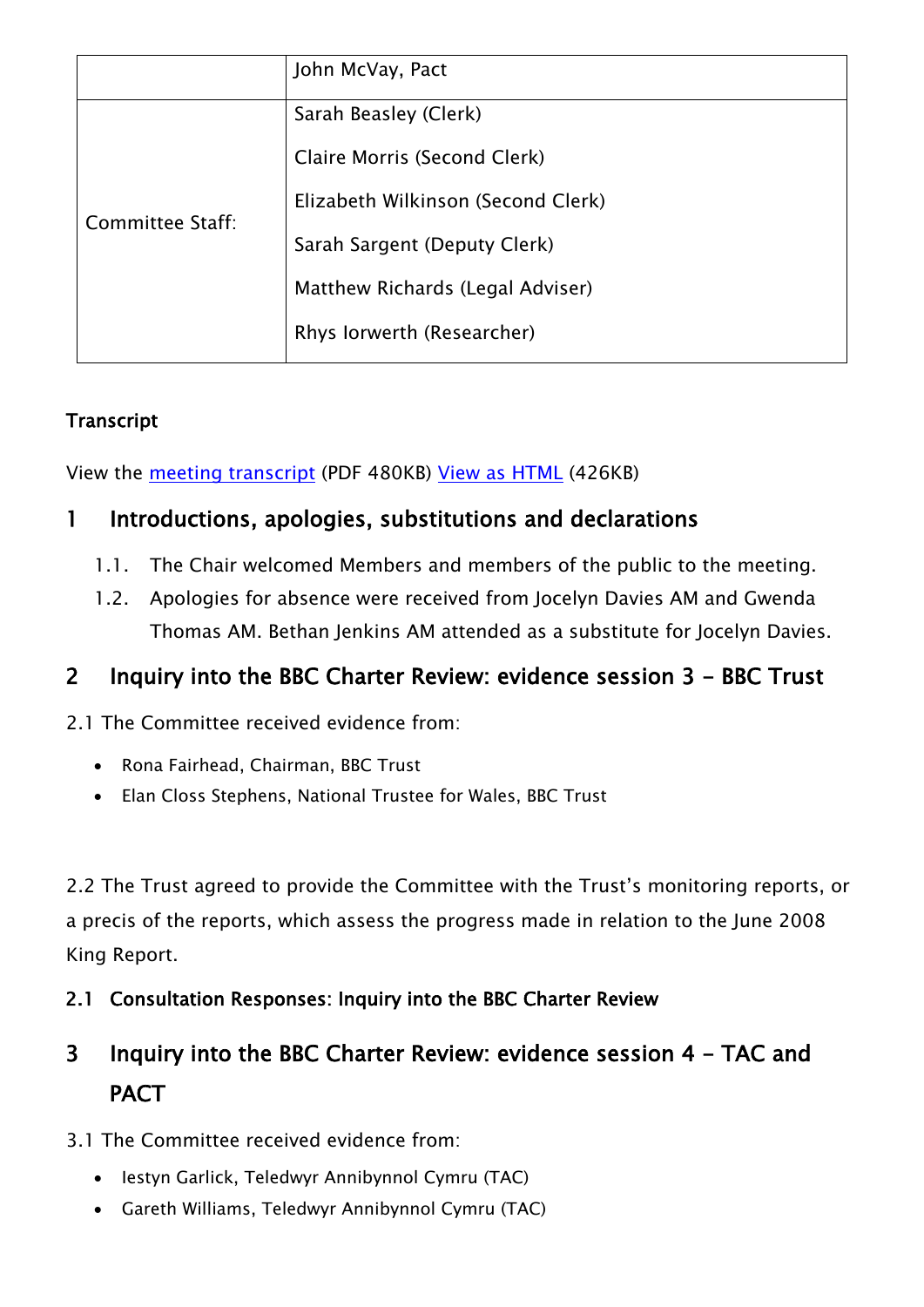| | John McVay, Pact |
|---|---|
| Committee Staff: | Sarah Beasley (Clerk)<br>Claire Morris (Second Clerk)<br>Elizabeth Wilkinson (Second Clerk)<br>Sarah Sargent (Deputy Clerk)<br>Matthew Richards (Legal Adviser)<br>Rhys Iorwerth (Researcher) |

**Transcript**

View the [meeting transcript](#) (PDF 480KB) [View as HTML](#) (426KB)

## 1 Introductions, apologies, substitutions and declarations

1.1. The Chair welcomed Members and members of the public to the meeting.

1.2. Apologies for absence were received from Jocelyn Davies AM and Gwenda Thomas AM. Bethan Jenkins AM attended as a substitute for Jocelyn Davies.

## 2 Inquiry into the BBC Charter Review: evidence session 3 - BBC Trust

2.1 The Committee received evidence from:

- Rona Fairhead, Chairman, BBC Trust
- Elan Closs Stephens, National Trustee for Wales, BBC Trust

2.2 The Trust agreed to provide the Committee with the Trust's monitoring reports, or a precis of the reports, which assess the progress made in relation to the June 2008 King Report.

### 2.1 Consultation Responses: Inquiry into the BBC Charter Review

## 3 Inquiry into the BBC Charter Review: evidence session 4 - TAC and PACT

3.1 The Committee received evidence from:

- Iestyn Garlick, Teledwyr Annibynnol Cymru (TAC)
- Gareth Williams, Teledwyr Annibynnol Cymru (TAC)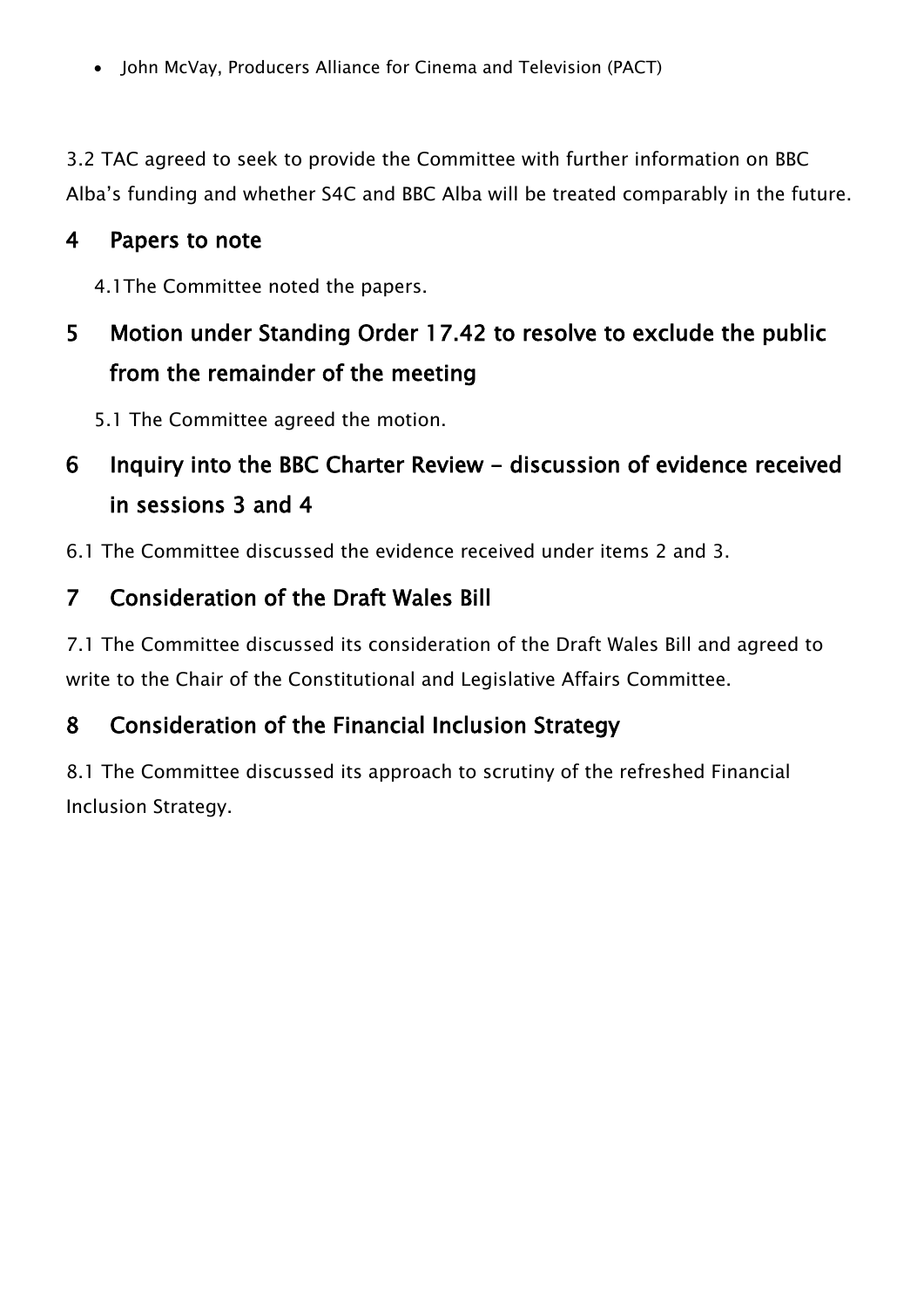- John McVay, Producers Alliance for Cinema and Television (PACT)

3.2 TAC agreed to seek to provide the Committee with further information on BBC Alba's funding and whether S4C and BBC Alba will be treated comparably in the future.

## 4 Papers to note

4.1The Committee noted the papers.

## 5 Motion under Standing Order 17.42 to resolve to exclude the public from the remainder of the meeting

5.1 The Committee agreed the motion.

## 6 Inquiry into the BBC Charter Review - discussion of evidence received in sessions 3 and 4

6.1 The Committee discussed the evidence received under items 2 and 3.

## 7 Consideration of the Draft Wales Bill

7.1 The Committee discussed its consideration of the Draft Wales Bill and agreed to write to the Chair of the Constitutional and Legislative Affairs Committee.

## 8 Consideration of the Financial Inclusion Strategy

8.1 The Committee discussed its approach to scrutiny of the refreshed Financial Inclusion Strategy.